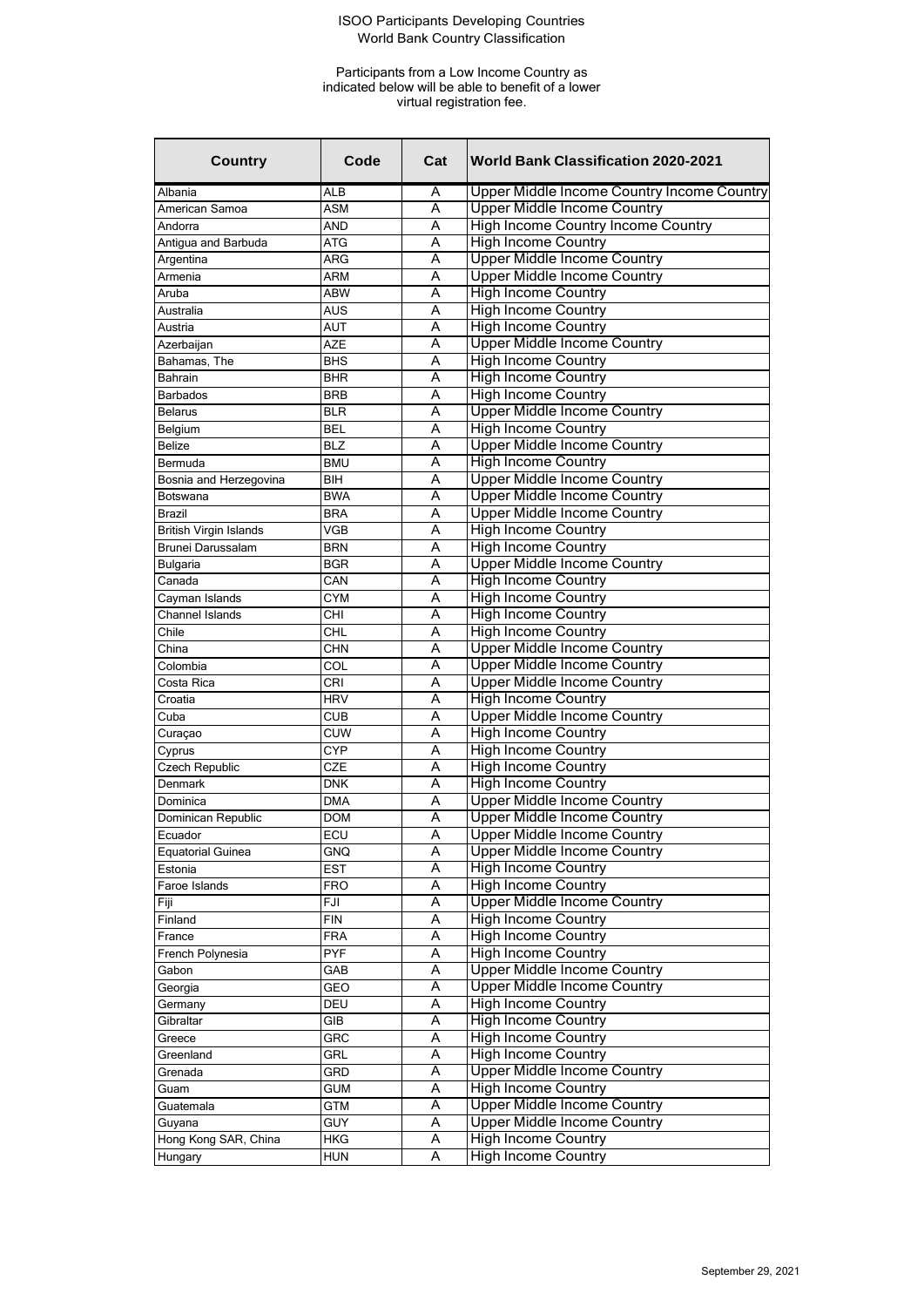# ISOO Participants Developing Countries
## World Bank Country Classification

Participants from a Low Income Country as indicated below will be able to benefit of a lower virtual registration fee.

| Country | Code | Cat | World Bank Classification 2020-2021 |
|---|---|---|---|
| Albania | ALB | A | Upper Middle Income Country Income Country |
| American Samoa | ASM | A | Upper Middle Income Country |
| Andorra | AND | A | High Income Country Income Country |
| Antigua and Barbuda | ATG | A | High Income Country |
| Argentina | ARG | A | Upper Middle Income Country |
| Armenia | ARM | A | Upper Middle Income Country |
| Aruba | ABW | A | High Income Country |
| Australia | AUS | A | High Income Country |
| Austria | AUT | A | High Income Country |
| Azerbaijan | AZE | A | Upper Middle Income Country |
| Bahamas, The | BHS | A | High Income Country |
| Bahrain | BHR | A | High Income Country |
| Barbados | BRB | A | High Income Country |
| Belarus | BLR | A | Upper Middle Income Country |
| Belgium | BEL | A | High Income Country |
| Belize | BLZ | A | Upper Middle Income Country |
| Bermuda | BMU | A | High Income Country |
| Bosnia and Herzegovina | BIH | A | Upper Middle Income Country |
| Botswana | BWA | A | Upper Middle Income Country |
| Brazil | BRA | A | Upper Middle Income Country |
| British Virgin Islands | VGB | A | High Income Country |
| Brunei Darussalam | BRN | A | High Income Country |
| Bulgaria | BGR | A | Upper Middle Income Country |
| Canada | CAN | A | High Income Country |
| Cayman Islands | CYM | A | High Income Country |
| Channel Islands | CHI | A | High Income Country |
| Chile | CHL | A | High Income Country |
| China | CHN | A | Upper Middle Income Country |
| Colombia | COL | A | Upper Middle Income Country |
| Costa Rica | CRI | A | Upper Middle Income Country |
| Croatia | HRV | A | High Income Country |
| Cuba | CUB | A | Upper Middle Income Country |
| Curaçao | CUW | A | High Income Country |
| Cyprus | CYP | A | High Income Country |
| Czech Republic | CZE | A | High Income Country |
| Denmark | DNK | A | High Income Country |
| Dominica | DMA | A | Upper Middle Income Country |
| Dominican Republic | DOM | A | Upper Middle Income Country |
| Ecuador | ECU | A | Upper Middle Income Country |
| Equatorial Guinea | GNQ | A | Upper Middle Income Country |
| Estonia | EST | A | High Income Country |
| Faroe Islands | FRO | A | High Income Country |
| Fiji | FJI | A | Upper Middle Income Country |
| Finland | FIN | A | High Income Country |
| France | FRA | A | High Income Country |
| French Polynesia | PYF | A | High Income Country |
| Gabon | GAB | A | Upper Middle Income Country |
| Georgia | GEO | A | Upper Middle Income Country |
| Germany | DEU | A | High Income Country |
| Gibraltar | GIB | A | High Income Country |
| Greece | GRC | A | High Income Country |
| Greenland | GRL | A | High Income Country |
| Grenada | GRD | A | Upper Middle Income Country |
| Guam | GUM | A | High Income Country |
| Guatemala | GTM | A | Upper Middle Income Country |
| Guyana | GUY | A | Upper Middle Income Country |
| Hong Kong SAR, China | HKG | A | High Income Country |
| Hungary | HUN | A | High Income Country |

September 29, 2021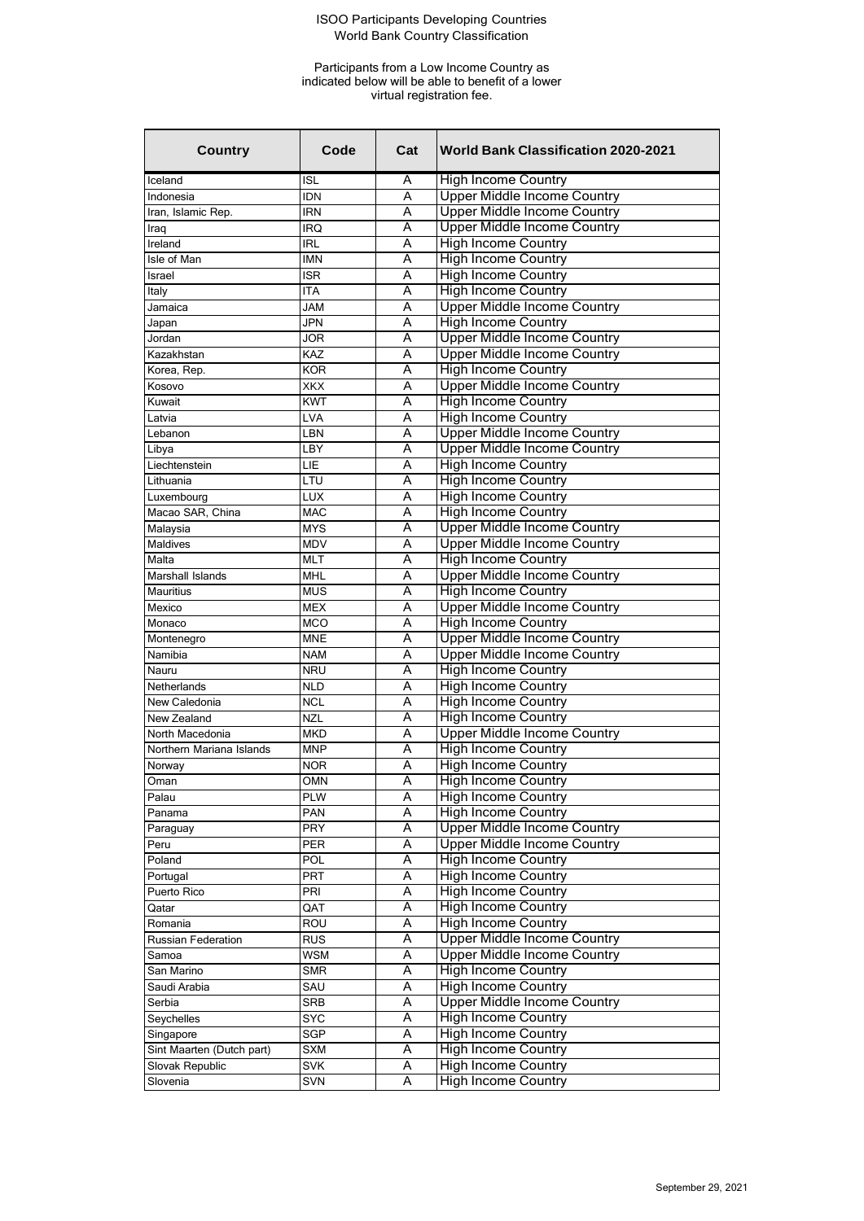ISOO Participants Developing Countries
World Bank Country Classification

Participants from a Low Income Country as indicated below will be able to benefit of a lower virtual registration fee.

| Country | Code | Cat | World Bank Classification 2020-2021 |
|---|---|---|---|
| Iceland | ISL | A | High Income Country |
| Indonesia | IDN | A | Upper Middle Income Country |
| Iran, Islamic Rep. | IRN | A | Upper Middle Income Country |
| Iraq | IRQ | A | Upper Middle Income Country |
| Ireland | IRL | A | High Income Country |
| Isle of Man | IMN | A | High Income Country |
| Israel | ISR | A | High Income Country |
| Italy | ITA | A | High Income Country |
| Jamaica | JAM | A | Upper Middle Income Country |
| Japan | JPN | A | High Income Country |
| Jordan | JOR | A | Upper Middle Income Country |
| Kazakhstan | KAZ | A | Upper Middle Income Country |
| Korea, Rep. | KOR | A | High Income Country |
| Kosovo | XKX | A | Upper Middle Income Country |
| Kuwait | KWT | A | High Income Country |
| Latvia | LVA | A | High Income Country |
| Lebanon | LBN | A | Upper Middle Income Country |
| Libya | LBY | A | Upper Middle Income Country |
| Liechtenstein | LIE | A | High Income Country |
| Lithuania | LTU | A | High Income Country |
| Luxembourg | LUX | A | High Income Country |
| Macao SAR, China | MAC | A | High Income Country |
| Malaysia | MYS | A | Upper Middle Income Country |
| Maldives | MDV | A | Upper Middle Income Country |
| Malta | MLT | A | High Income Country |
| Marshall Islands | MHL | A | Upper Middle Income Country |
| Mauritius | MUS | A | High Income Country |
| Mexico | MEX | A | Upper Middle Income Country |
| Monaco | MCO | A | High Income Country |
| Montenegro | MNE | A | Upper Middle Income Country |
| Namibia | NAM | A | Upper Middle Income Country |
| Nauru | NRU | A | High Income Country |
| Netherlands | NLD | A | High Income Country |
| New Caledonia | NCL | A | High Income Country |
| New Zealand | NZL | A | High Income Country |
| North Macedonia | MKD | A | Upper Middle Income Country |
| Northern Mariana Islands | MNP | A | High Income Country |
| Norway | NOR | A | High Income Country |
| Oman | OMN | A | High Income Country |
| Palau | PLW | A | High Income Country |
| Panama | PAN | A | High Income Country |
| Paraguay | PRY | A | Upper Middle Income Country |
| Peru | PER | A | Upper Middle Income Country |
| Poland | POL | A | High Income Country |
| Portugal | PRT | A | High Income Country |
| Puerto Rico | PRI | A | High Income Country |
| Qatar | QAT | A | High Income Country |
| Romania | ROU | A | High Income Country |
| Russian Federation | RUS | A | Upper Middle Income Country |
| Samoa | WSM | A | Upper Middle Income Country |
| San Marino | SMR | A | High Income Country |
| Saudi Arabia | SAU | A | High Income Country |
| Serbia | SRB | A | Upper Middle Income Country |
| Seychelles | SYC | A | High Income Country |
| Singapore | SGP | A | High Income Country |
| Sint Maarten (Dutch part) | SXM | A | High Income Country |
| Slovak Republic | SVK | A | High Income Country |
| Slovenia | SVN | A | High Income Country |

September 29, 2021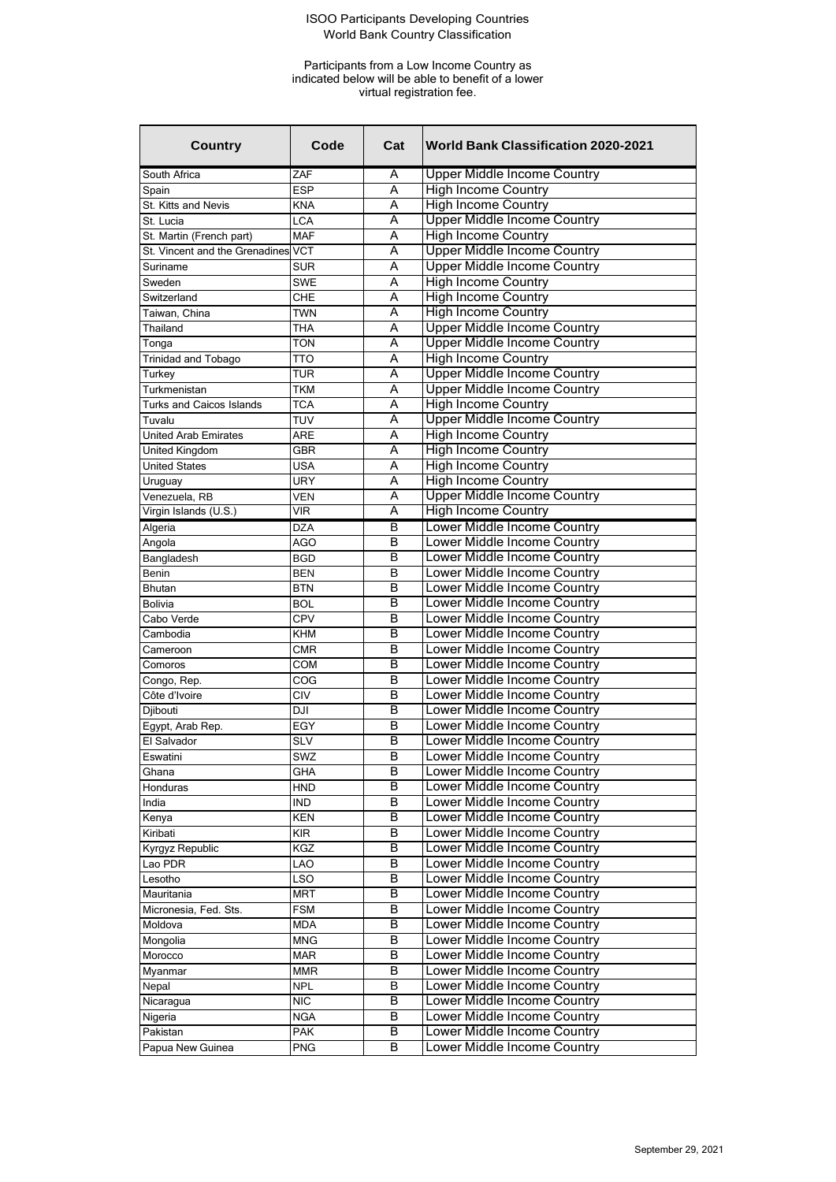ISOO Participants Developing Countries
World Bank Country Classification

Participants from a Low Income Country as indicated below will be able to benefit of a lower virtual registration fee.

| Country | Code | Cat | World Bank Classification 2020-2021 |
|---|---|---|---|
| South Africa | ZAF | A | Upper Middle Income Country |
| Spain | ESP | A | High Income Country |
| St. Kitts and Nevis | KNA | A | High Income Country |
| St. Lucia | LCA | A | Upper Middle Income Country |
| St. Martin (French part) | MAF | A | High Income Country |
| St. Vincent and the Grenadines | VCT | A | Upper Middle Income Country |
| Suriname | SUR | A | Upper Middle Income Country |
| Sweden | SWE | A | High Income Country |
| Switzerland | CHE | A | High Income Country |
| Taiwan, China | TWN | A | High Income Country |
| Thailand | THA | A | Upper Middle Income Country |
| Tonga | TON | A | Upper Middle Income Country |
| Trinidad and Tobago | TTO | A | High Income Country |
| Turkey | TUR | A | Upper Middle Income Country |
| Turkmenistan | TKM | A | Upper Middle Income Country |
| Turks and Caicos Islands | TCA | A | High Income Country |
| Tuvalu | TUV | A | Upper Middle Income Country |
| United Arab Emirates | ARE | A | High Income Country |
| United Kingdom | GBR | A | High Income Country |
| United States | USA | A | High Income Country |
| Uruguay | URY | A | High Income Country |
| Venezuela, RB | VEN | A | Upper Middle Income Country |
| Virgin Islands (U.S.) | VIR | A | High Income Country |
| Algeria | DZA | B | Lower Middle Income Country |
| Angola | AGO | B | Lower Middle Income Country |
| Bangladesh | BGD | B | Lower Middle Income Country |
| Benin | BEN | B | Lower Middle Income Country |
| Bhutan | BTN | B | Lower Middle Income Country |
| Bolivia | BOL | B | Lower Middle Income Country |
| Cabo Verde | CPV | B | Lower Middle Income Country |
| Cambodia | KHM | B | Lower Middle Income Country |
| Cameroon | CMR | B | Lower Middle Income Country |
| Comoros | COM | B | Lower Middle Income Country |
| Congo, Rep. | COG | B | Lower Middle Income Country |
| Côte d'Ivoire | CIV | B | Lower Middle Income Country |
| Djibouti | DJI | B | Lower Middle Income Country |
| Egypt, Arab Rep. | EGY | B | Lower Middle Income Country |
| El Salvador | SLV | B | Lower Middle Income Country |
| Eswatini | SWZ | B | Lower Middle Income Country |
| Ghana | GHA | B | Lower Middle Income Country |
| Honduras | HND | B | Lower Middle Income Country |
| India | IND | B | Lower Middle Income Country |
| Kenya | KEN | B | Lower Middle Income Country |
| Kiribati | KIR | B | Lower Middle Income Country |
| Kyrgyz Republic | KGZ | B | Lower Middle Income Country |
| Lao PDR | LAO | B | Lower Middle Income Country |
| Lesotho | LSO | B | Lower Middle Income Country |
| Mauritania | MRT | B | Lower Middle Income Country |
| Micronesia, Fed. Sts. | FSM | B | Lower Middle Income Country |
| Moldova | MDA | B | Lower Middle Income Country |
| Mongolia | MNG | B | Lower Middle Income Country |
| Morocco | MAR | B | Lower Middle Income Country |
| Myanmar | MMR | B | Lower Middle Income Country |
| Nepal | NPL | B | Lower Middle Income Country |
| Nicaragua | NIC | B | Lower Middle Income Country |
| Nigeria | NGA | B | Lower Middle Income Country |
| Pakistan | PAK | B | Lower Middle Income Country |
| Papua New Guinea | PNG | B | Lower Middle Income Country |

September 29, 2021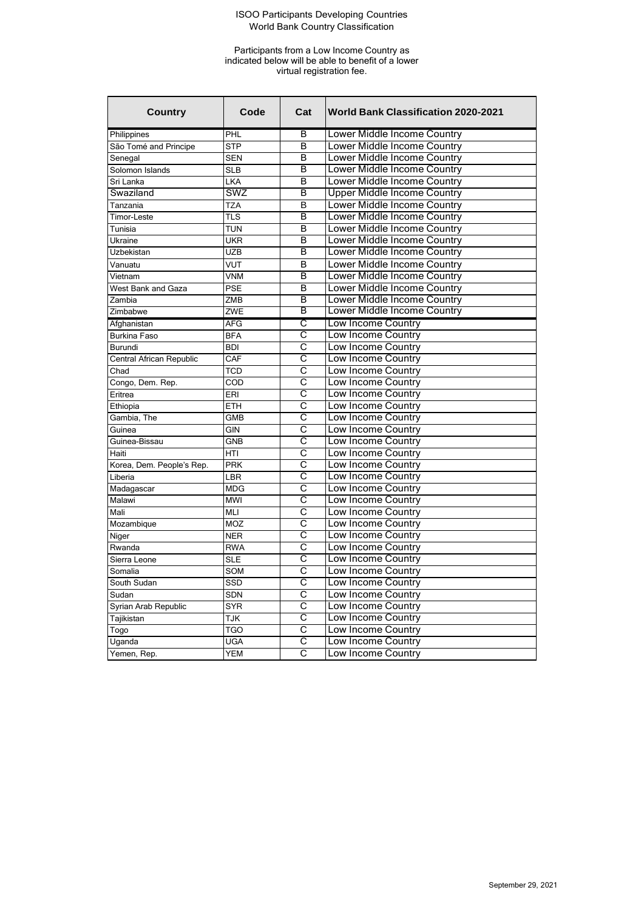ISOO Participants Developing Countries
World Bank Country Classification

Participants from a Low Income Country as indicated below will be able to benefit of a lower virtual registration fee.

| Country | Code | Cat | World Bank Classification 2020-2021 |
|---|---|---|---|
| Philippines | PHL | B | Lower Middle Income Country |
| São Tomé and Principe | STP | B | Lower Middle Income Country |
| Senegal | SEN | B | Lower Middle Income Country |
| Solomon Islands | SLB | B | Lower Middle Income Country |
| Sri Lanka | LKA | B | Lower Middle Income Country |
| Swaziland | SWZ | B | Upper Middle Income Country |
| Tanzania | TZA | B | Lower Middle Income Country |
| Timor-Leste | TLS | B | Lower Middle Income Country |
| Tunisia | TUN | B | Lower Middle Income Country |
| Ukraine | UKR | B | Lower Middle Income Country |
| Uzbekistan | UZB | B | Lower Middle Income Country |
| Vanuatu | VUT | B | Lower Middle Income Country |
| Vietnam | VNM | B | Lower Middle Income Country |
| West Bank and Gaza | PSE | B | Lower Middle Income Country |
| Zambia | ZMB | B | Lower Middle Income Country |
| Zimbabwe | ZWE | B | Lower Middle Income Country |
| Afghanistan | AFG | C | Low Income Country |
| Burkina Faso | BFA | C | Low Income Country |
| Burundi | BDI | C | Low Income Country |
| Central African Republic | CAF | C | Low Income Country |
| Chad | TCD | C | Low Income Country |
| Congo, Dem. Rep. | COD | C | Low Income Country |
| Eritrea | ERI | C | Low Income Country |
| Ethiopia | ETH | C | Low Income Country |
| Gambia, The | GMB | C | Low Income Country |
| Guinea | GIN | C | Low Income Country |
| Guinea-Bissau | GNB | C | Low Income Country |
| Haiti | HTI | C | Low Income Country |
| Korea, Dem. People's Rep. | PRK | C | Low Income Country |
| Liberia | LBR | C | Low Income Country |
| Madagascar | MDG | C | Low Income Country |
| Malawi | MWI | C | Low Income Country |
| Mali | MLI | C | Low Income Country |
| Mozambique | MOZ | C | Low Income Country |
| Niger | NER | C | Low Income Country |
| Rwanda | RWA | C | Low Income Country |
| Sierra Leone | SLE | C | Low Income Country |
| Somalia | SOM | C | Low Income Country |
| South Sudan | SSD | C | Low Income Country |
| Sudan | SDN | C | Low Income Country |
| Syrian Arab Republic | SYR | C | Low Income Country |
| Tajikistan | TJK | C | Low Income Country |
| Togo | TGO | C | Low Income Country |
| Uganda | UGA | C | Low Income Country |
| Yemen, Rep. | YEM | C | Low Income Country |

September 29, 2021